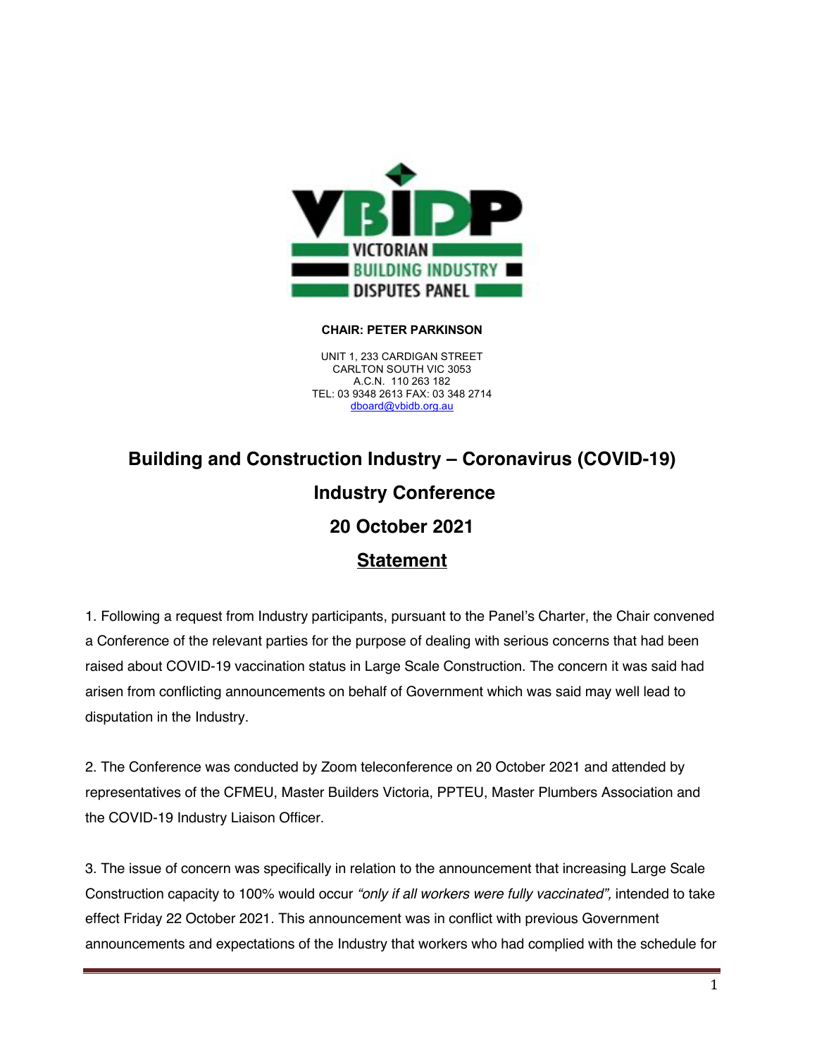VICTORIAN BUILDING INDUSTRY DISPUTES PANEL

**CHAIR: PETER PARKINSON**

UNIT 1, 233 CARDIGAN STREET
CARLTON SOUTH VIC 3053
A.C.N. 110 263 182
TEL: 03 9348 2613 FAX: 03 348 2714
dboard@vbidb.org.au

# Building and Construction Industry – Coronavirus (COVID-19) Industry Conference

## 20 October 2021

## Statement

1. Following a request from Industry participants, pursuant to the Panel's Charter, the Chair convened a Conference of the relevant parties for the purpose of dealing with serious concerns that had been raised about COVID-19 vaccination status in Large Scale Construction. The concern it was said had arisen from conflicting announcements on behalf of Government which was said may well lead to disputation in the Industry.

2. The Conference was conducted by Zoom teleconference on 20 October 2021 and attended by representatives of the CFMEU, Master Builders Victoria, PPTEU, Master Plumbers Association and the COVID-19 Industry Liaison Officer.

3. The issue of concern was specifically in relation to the announcement that increasing Large Scale Construction capacity to 100% would occur *"only if all workers were fully vaccinated",* intended to take effect Friday 22 October 2021. This announcement was in conflict with previous Government announcements and expectations of the Industry that workers who had complied with the schedule for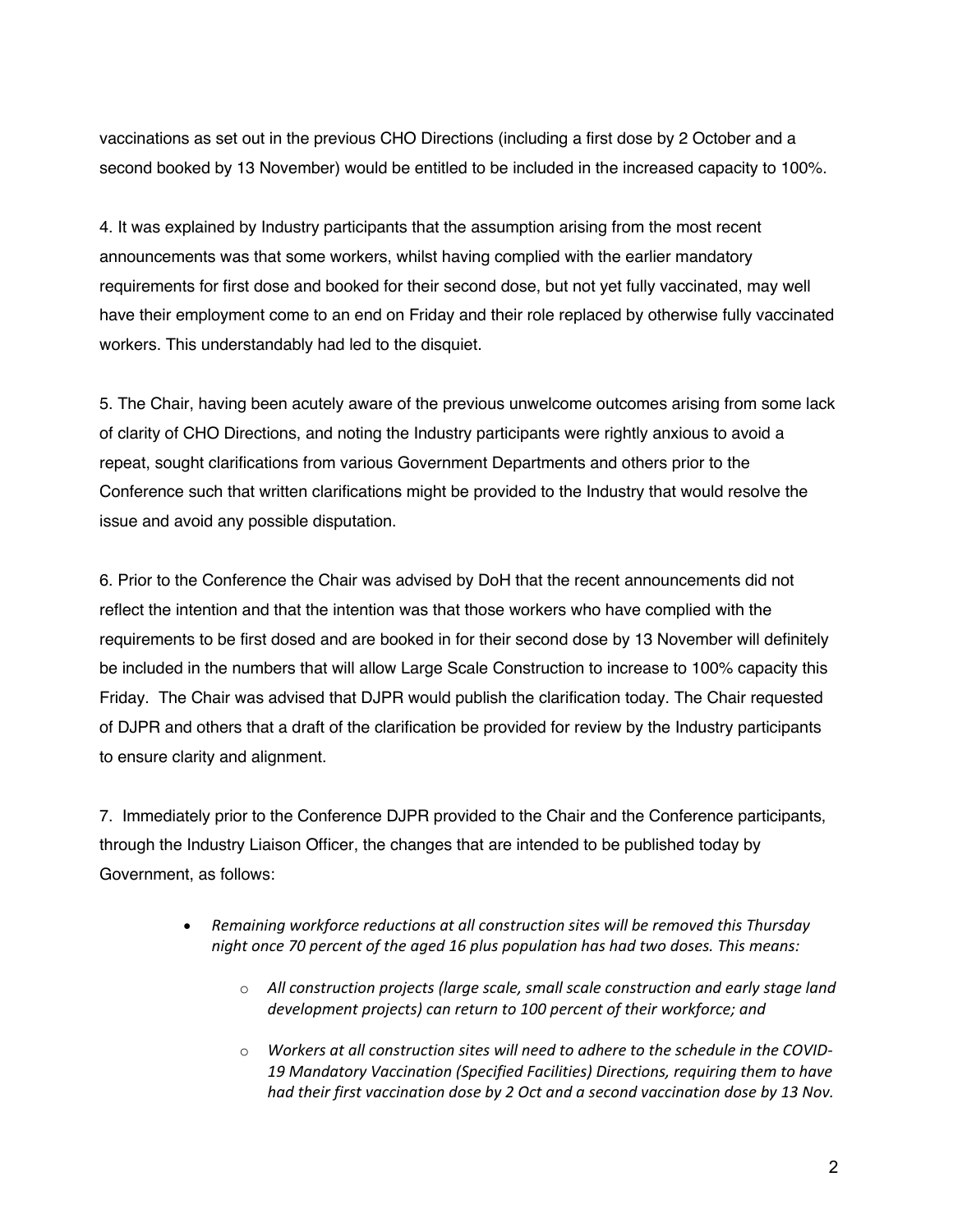vaccinations as set out in the previous CHO Directions (including a first dose by 2 October and a second booked by 13 November) would be entitled to be included in the increased capacity to 100%.

4. It was explained by Industry participants that the assumption arising from the most recent announcements was that some workers, whilst having complied with the earlier mandatory requirements for first dose and booked for their second dose, but not yet fully vaccinated, may well have their employment come to an end on Friday and their role replaced by otherwise fully vaccinated workers. This understandably had led to the disquiet.

5. The Chair, having been acutely aware of the previous unwelcome outcomes arising from some lack of clarity of CHO Directions, and noting the Industry participants were rightly anxious to avoid a repeat, sought clarifications from various Government Departments and others prior to the Conference such that written clarifications might be provided to the Industry that would resolve the issue and avoid any possible disputation.

6. Prior to the Conference the Chair was advised by DoH that the recent announcements did not reflect the intention and that the intention was that those workers who have complied with the requirements to be first dosed and are booked in for their second dose by 13 November will definitely be included in the numbers that will allow Large Scale Construction to increase to 100% capacity this Friday. The Chair was advised that DJPR would publish the clarification today. The Chair requested of DJPR and others that a draft of the clarification be provided for review by the Industry participants to ensure clarity and alignment.

7. Immediately prior to the Conference DJPR provided to the Chair and the Conference participants, through the Industry Liaison Officer, the changes that are intended to be published today by Government, as follows:

- *Remaining workforce reductions at all construction sites will be removed this Thursday night once 70 percent of the aged 16 plus population has had two doses. This means:*
    - *All construction projects (large scale, small scale construction and early stage land development projects) can return to 100 percent of their workforce; and*
    - *Workers at all construction sites will need to adhere to the schedule in the COVID-19 Mandatory Vaccination (Specified Facilities) Directions, requiring them to have had their first vaccination dose by 2 Oct and a second vaccination dose by 13 Nov.*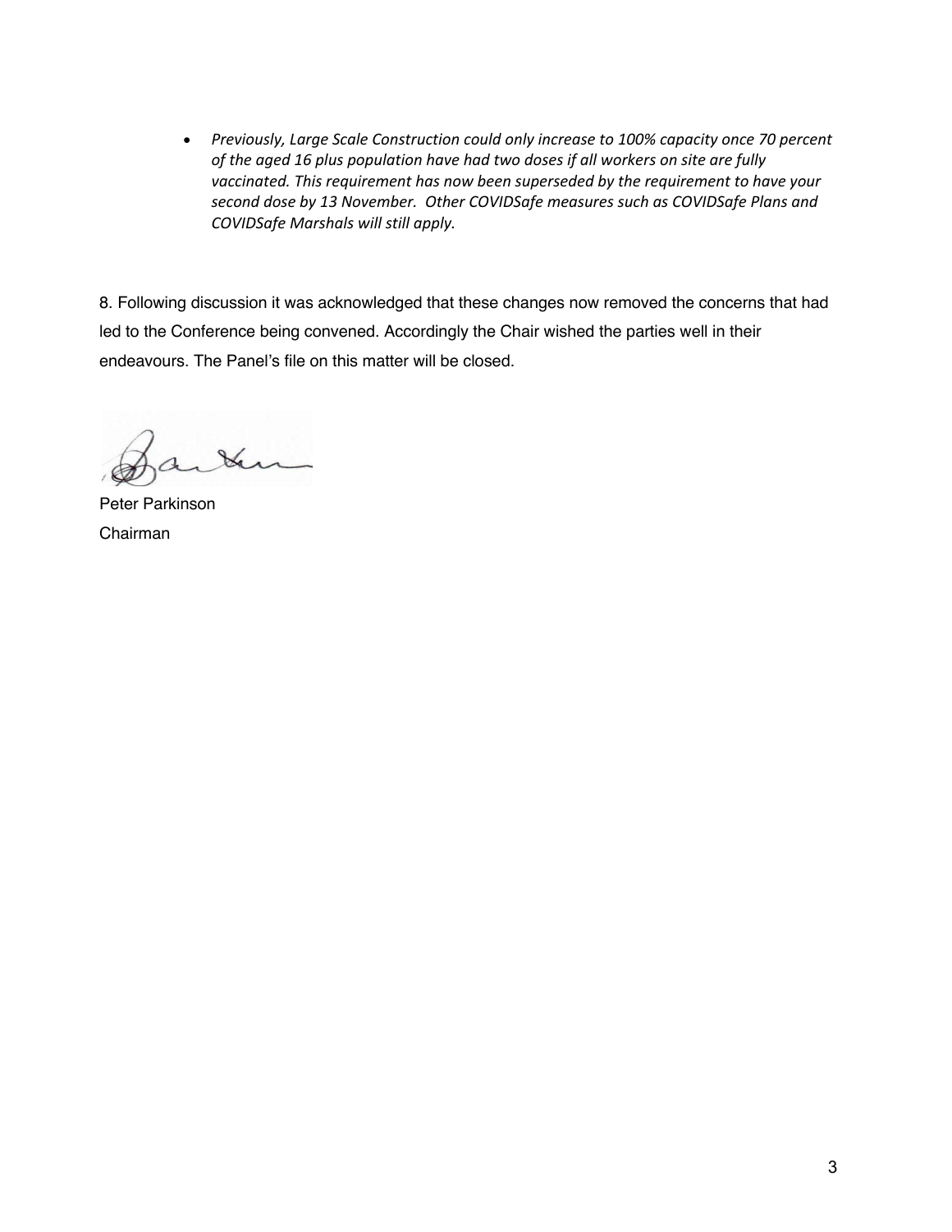- *Previously, Large Scale Construction could only increase to 100% capacity once 70 percent of the aged 16 plus population have had two doses if all workers on site are fully vaccinated. This requirement has now been superseded by the requirement to have your second dose by 13 November. Other COVIDSafe measures such as COVIDSafe Plans and COVIDSafe Marshals will still apply.*

8. Following discussion it was acknowledged that these changes now removed the concerns that had led to the Conference being convened. Accordingly the Chair wished the parties well in their endeavours. The Panel's file on this matter will be closed.

Peter Parkinson
Chairman